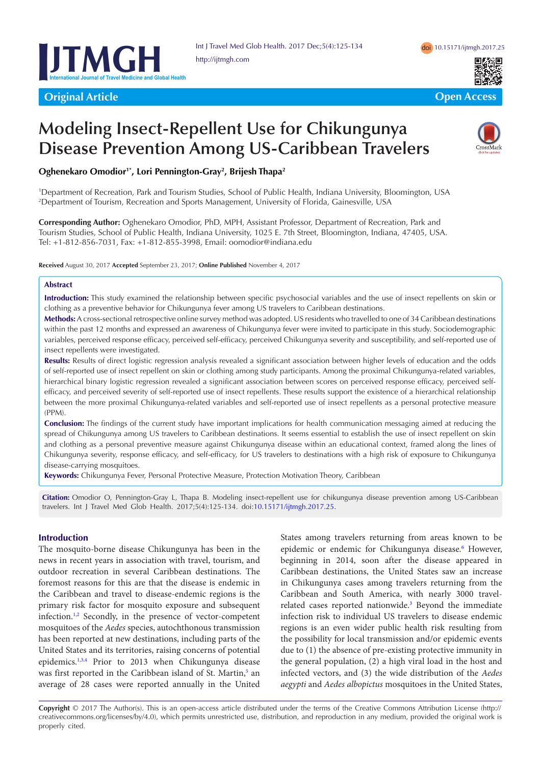Original Article

Open Access

# Modeling Insect-Repellent Use for Chikungunya Disease Prevention Among US-Caribbean Travelers

**Oghenekaro Omodior[1*], Lori Pennington-Gray[2], Brijesh Thapa[2]**

[1]Department of Recreation, Park and Tourism Studies, School of Public Health, Indiana University, Bloomington, USA
[2]Department of Tourism, Recreation and Sports Management, University of Florida, Gainesville, USA

**Corresponding Author:** Oghenekaro Omodior, PhD, MPH, Assistant Professor, Department of Recreation, Park and Tourism Studies, School of Public Health, Indiana University, 1025 E. 7th Street, Bloomington, Indiana, 47405, USA. Tel: +1-812-856-7031, Fax: +1-812-855-3998, Email: oomodior@indiana.edu

**Received** August 30, 2017 **Accepted** September 23, 2017; **Online Published** November 4, 2017

## Abstract

**Introduction:** This study examined the relationship between specific psychosocial variables and the use of insect repellents on skin or clothing as a preventive behavior for Chikungunya fever among US travelers to Caribbean destinations.

**Methods:** A cross-sectional retrospective online survey method was adopted. US residents who travelled to one of 34 Caribbean destinations within the past 12 months and expressed an awareness of Chikungunya fever were invited to participate in this study. Sociodemographic variables, perceived response efficacy, perceived self-efficacy, perceived Chikungunya severity and susceptibility, and self-reported use of insect repellents were investigated.

**Results:** Results of direct logistic regression analysis revealed a significant association between higher levels of education and the odds of self-reported use of insect repellent on skin or clothing among study participants. Among the proximal Chikungunya-related variables, hierarchical binary logistic regression revealed a significant association between scores on perceived response efficacy, perceived self-efficacy, and perceived severity of self-reported use of insect repellents. These results support the existence of a hierarchical relationship between the more proximal Chikungunya-related variables and self-reported use of insect repellents as a personal protective measure (PPM).

**Conclusion:** The findings of the current study have important implications for health communication messaging aimed at reducing the spread of Chikungunya among US travelers to Caribbean destinations. It seems essential to establish the use of insect repellent on skin and clothing as a personal preventive measure against Chikungunya disease within an educational context, framed along the lines of Chikungunya severity, response efficacy, and self-efficacy, for US travelers to destinations with a high risk of exposure to Chikungunya disease-carrying mosquitoes.

**Keywords:** Chikungunya Fever, Personal Protective Measure, Protection Motivation Theory, Caribbean

**Citation:** Omodior O, Pennington-Gray L, Thapa B. Modeling insect-repellent use for chikungunya disease prevention among US-Caribbean travelers. Int J Travel Med Glob Health. 2017;5(4):125-134. doi:10.15171/ijtmgh.2017.25.

## Introduction

The mosquito-borne disease Chikungunya has been in the news in recent years in association with travel, tourism, and outdoor recreation in several Caribbean destinations. The foremost reasons for this are that the disease is endemic in the Caribbean and travel to disease-endemic regions is the primary risk factor for mosquito exposure and subsequent infection.[1,2] Secondly, in the presence of vector-competent mosquitoes of the *Aedes* species, autochthonous transmission has been reported at new destinations, including parts of the United States and its territories, raising concerns of potential epidemics.[1,3,4] Prior to 2013 when Chikungunya disease was first reported in the Caribbean island of St. Martin,[5] an average of 28 cases were reported annually in the United States among travelers returning from areas known to be epidemic or endemic for Chikungunya disease.[6] However, beginning in 2014, soon after the disease appeared in Caribbean destinations, the United States saw an increase in Chikungunya cases among travelers returning from the Caribbean and South America, with nearly 3000 travel-related cases reported nationwide.[3] Beyond the immediate infection risk to individual US travelers to disease endemic regions is an even wider public health risk resulting from the possibility for local transmission and/or epidemic events due to (1) the absence of pre-existing protective immunity in the general population, (2) a high viral load in the host and infected vectors, and (3) the wide distribution of the *Aedes aegypti* and *Aedes albopictus* mosquitoes in the United States,

**Copyright** © 2017 The Author(s). This is an open-access article distributed under the terms of the Creative Commons Attribution License (http://creativecommons.org/licenses/by/4.0), which permits unrestricted use, distribution, and reproduction in any medium, provided the original work is properly cited.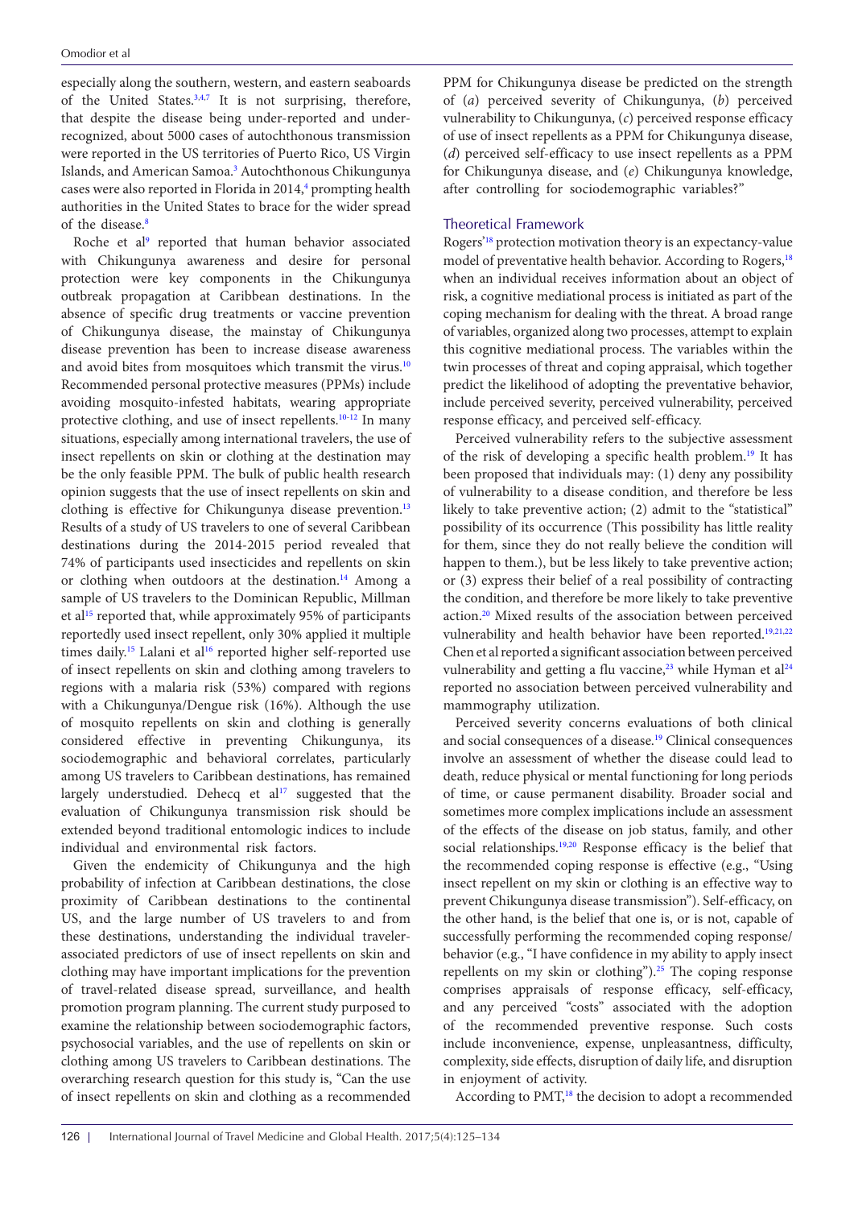especially along the southern, western, and eastern seaboards of the United States.[3,4,7] It is not surprising, therefore, that despite the disease being under-reported and under-recognized, about 5000 cases of autochthonous transmission were reported in the US territories of Puerto Rico, US Virgin Islands, and American Samoa.[3] Autochthonous Chikungunya cases were also reported in Florida in 2014,[4] prompting health authorities in the United States to brace for the wider spread of the disease.[8]

Roche et al[9] reported that human behavior associated with Chikungunya awareness and desire for personal protection were key components in the Chikungunya outbreak propagation at Caribbean destinations. In the absence of specific drug treatments or vaccine prevention of Chikungunya disease, the mainstay of Chikungunya disease prevention has been to increase disease awareness and avoid bites from mosquitoes which transmit the virus.[10] Recommended personal protective measures (PPMs) include avoiding mosquito-infested habitats, wearing appropriate protective clothing, and use of insect repellents.[10-12] In many situations, especially among international travelers, the use of insect repellents on skin or clothing at the destination may be the only feasible PPM. The bulk of public health research opinion suggests that the use of insect repellents on skin and clothing is effective for Chikungunya disease prevention.[13] Results of a study of US travelers to one of several Caribbean destinations during the 2014-2015 period revealed that 74% of participants used insecticides and repellents on skin or clothing when outdoors at the destination.[14] Among a sample of US travelers to the Dominican Republic, Millman et al[15] reported that, while approximately 95% of participants reportedly used insect repellent, only 30% applied it multiple times daily.[15] Lalani et al[16] reported higher self-reported use of insect repellents on skin and clothing among travelers to regions with a malaria risk (53%) compared with regions with a Chikungunya/Dengue risk (16%). Although the use of mosquito repellents on skin and clothing is generally considered effective in preventing Chikungunya, its sociodemographic and behavioral correlates, particularly among US travelers to Caribbean destinations, has remained largely understudied. Dehecq et al[17] suggested that the evaluation of Chikungunya transmission risk should be extended beyond traditional entomologic indices to include individual and environmental risk factors.

Given the endemicity of Chikungunya and the high probability of infection at Caribbean destinations, the close proximity of Caribbean destinations to the continental US, and the large number of US travelers to and from these destinations, understanding the individual traveler-associated predictors of use of insect repellents on skin and clothing may have important implications for the prevention of travel-related disease spread, surveillance, and health promotion program planning. The current study purposed to examine the relationship between sociodemographic factors, psychosocial variables, and the use of repellents on skin or clothing among US travelers to Caribbean destinations. The overarching research question for this study is, "Can the use of insect repellents on skin and clothing as a recommended PPM for Chikungunya disease be predicted on the strength of (*a*) perceived severity of Chikungunya, (*b*) perceived vulnerability to Chikungunya, (*c*) perceived response efficacy of use of insect repellents as a PPM for Chikungunya disease, (*d*) perceived self-efficacy to use insect repellents as a PPM for Chikungunya disease, and (*e*) Chikungunya knowledge, after controlling for sociodemographic variables?"

## Theoretical Framework

Rogers'[18] protection motivation theory is an expectancy-value model of preventative health behavior. According to Rogers,[18] when an individual receives information about an object of risk, a cognitive mediational process is initiated as part of the coping mechanism for dealing with the threat. A broad range of variables, organized along two processes, attempt to explain this cognitive mediational process. The variables within the twin processes of threat and coping appraisal, which together predict the likelihood of adopting the preventative behavior, include perceived severity, perceived vulnerability, perceived response efficacy, and perceived self-efficacy.

Perceived vulnerability refers to the subjective assessment of the risk of developing a specific health problem.[19] It has been proposed that individuals may: (1) deny any possibility of vulnerability to a disease condition, and therefore be less likely to take preventive action; (2) admit to the "statistical" possibility of its occurrence (This possibility has little reality for them, since they do not really believe the condition will happen to them.), but be less likely to take preventive action; or (3) express their belief of a real possibility of contracting the condition, and therefore be more likely to take preventive action.[20] Mixed results of the association between perceived vulnerability and health behavior have been reported.[19,21,22] Chen et al reported a significant association between perceived vulnerability and getting a flu vaccine,[23] while Hyman et al[24] reported no association between perceived vulnerability and mammography utilization.

Perceived severity concerns evaluations of both clinical and social consequences of a disease.[19] Clinical consequences involve an assessment of whether the disease could lead to death, reduce physical or mental functioning for long periods of time, or cause permanent disability. Broader social and sometimes more complex implications include an assessment of the effects of the disease on job status, family, and other social relationships.[19,20] Response efficacy is the belief that the recommended coping response is effective (e.g., "Using insect repellent on my skin or clothing is an effective way to prevent Chikungunya disease transmission"). Self-efficacy, on the other hand, is the belief that one is, or is not, capable of successfully performing the recommended coping response/behavior (e.g., "I have confidence in my ability to apply insect repellents on my skin or clothing").[25] The coping response comprises appraisals of response efficacy, self-efficacy, and any perceived "costs" associated with the adoption of the recommended preventive response. Such costs include inconvenience, expense, unpleasantness, difficulty, complexity, side effects, disruption of daily life, and disruption in enjoyment of activity.

According to PMT,[18] the decision to adopt a recommended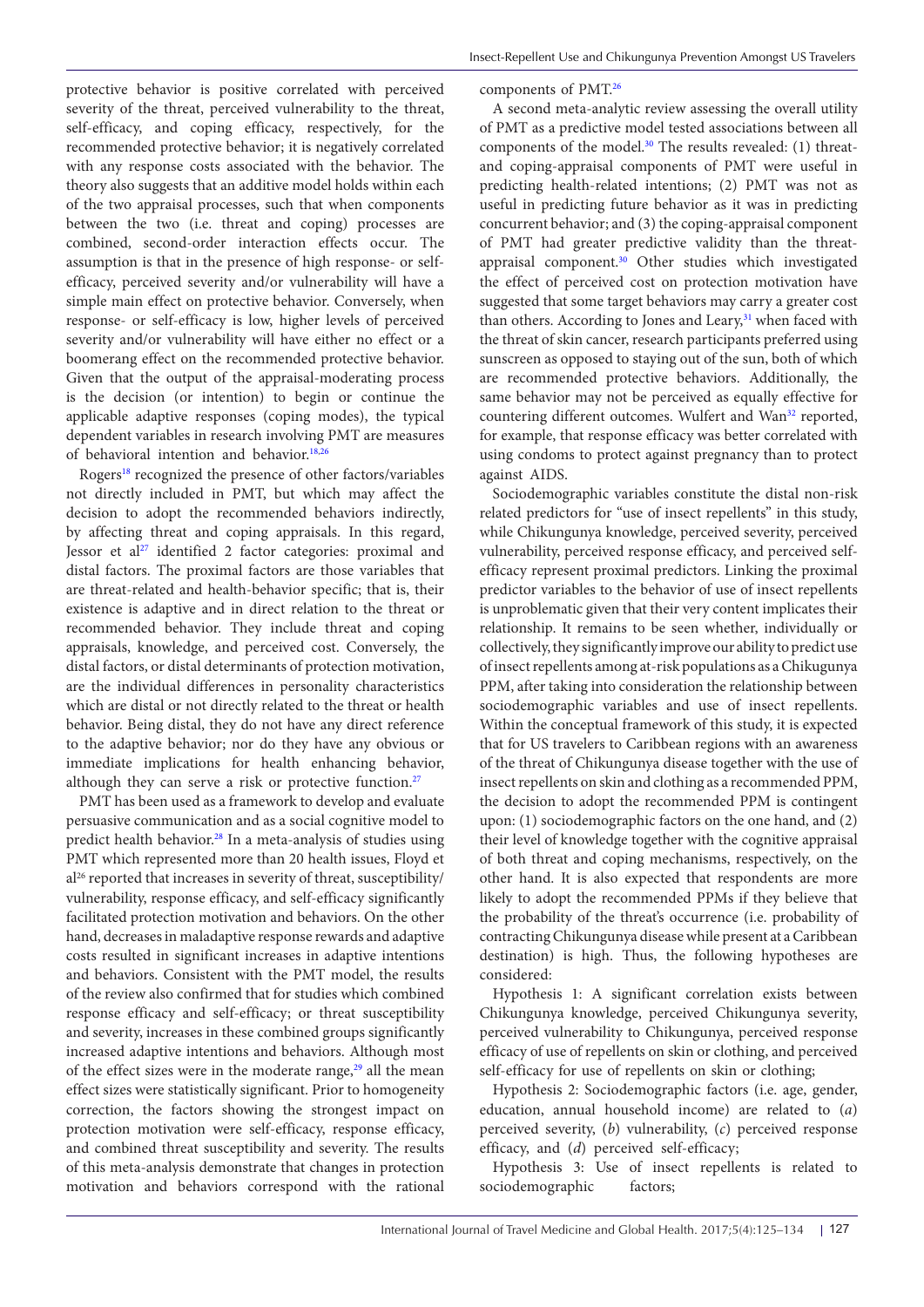protective behavior is positive correlated with perceived severity of the threat, perceived vulnerability to the threat, self-efficacy, and coping efficacy, respectively, for the recommended protective behavior; it is negatively correlated with any response costs associated with the behavior. The theory also suggests that an additive model holds within each of the two appraisal processes, such that when components between the two (i.e. threat and coping) processes are combined, second-order interaction effects occur. The assumption is that in the presence of high response- or self-efficacy, perceived severity and/or vulnerability will have a simple main effect on protective behavior. Conversely, when response- or self-efficacy is low, higher levels of perceived severity and/or vulnerability will have either no effect or a boomerang effect on the recommended protective behavior. Given that the output of the appraisal-moderating process is the decision (or intention) to begin or continue the applicable adaptive responses (coping modes), the typical dependent variables in research involving PMT are measures of behavioral intention and behavior.[18,26]

Rogers[18] recognized the presence of other factors/variables not directly included in PMT, but which may affect the decision to adopt the recommended behaviors indirectly, by affecting threat and coping appraisals. In this regard, Jessor et al[27] identified 2 factor categories: proximal and distal factors. The proximal factors are those variables that are threat-related and health-behavior specific; that is, their existence is adaptive and in direct relation to the threat or recommended behavior. They include threat and coping appraisals, knowledge, and perceived cost. Conversely, the distal factors, or distal determinants of protection motivation, are the individual differences in personality characteristics which are distal or not directly related to the threat or health behavior. Being distal, they do not have any direct reference to the adaptive behavior; nor do they have any obvious or immediate implications for health enhancing behavior, although they can serve a risk or protective function.[27]

PMT has been used as a framework to develop and evaluate persuasive communication and as a social cognitive model to predict health behavior.[28] In a meta-analysis of studies using PMT which represented more than 20 health issues, Floyd et al[26] reported that increases in severity of threat, susceptibility/vulnerability, response efficacy, and self-efficacy significantly facilitated protection motivation and behaviors. On the other hand, decreases in maladaptive response rewards and adaptive costs resulted in significant increases in adaptive intentions and behaviors. Consistent with the PMT model, the results of the review also confirmed that for studies which combined response efficacy and self-efficacy; or threat susceptibility and severity, increases in these combined groups significantly increased adaptive intentions and behaviors. Although most of the effect sizes were in the moderate range,[29] all the mean effect sizes were statistically significant. Prior to homogeneity correction, the factors showing the strongest impact on protection motivation were self-efficacy, response efficacy, and combined threat susceptibility and severity. The results of this meta-analysis demonstrate that changes in protection motivation and behaviors correspond with the rational components of PMT.[26]

A second meta-analytic review assessing the overall utility of PMT as a predictive model tested associations between all components of the model.[30] The results revealed: (1) threat- and coping-appraisal components of PMT were useful in predicting health-related intentions; (2) PMT was not as useful in predicting future behavior as it was in predicting concurrent behavior; and (3) the coping-appraisal component of PMT had greater predictive validity than the threat-appraisal component.[30] Other studies which investigated the effect of perceived cost on protection motivation have suggested that some target behaviors may carry a greater cost than others. According to Jones and Leary,[31] when faced with the threat of skin cancer, research participants preferred using sunscreen as opposed to staying out of the sun, both of which are recommended protective behaviors. Additionally, the same behavior may not be perceived as equally effective for countering different outcomes. Wulfert and Wan[32] reported, for example, that response efficacy was better correlated with using condoms to protect against pregnancy than to protect against AIDS.

Sociodemographic variables constitute the distal non-risk related predictors for "use of insect repellents" in this study, while Chikungunya knowledge, perceived severity, perceived vulnerability, perceived response efficacy, and perceived self-efficacy represent proximal predictors. Linking the proximal predictor variables to the behavior of use of insect repellents is unproblematic given that their very content implicates their relationship. It remains to be seen whether, individually or collectively, they significantly improve our ability to predict use of insect repellents among at-risk populations as a Chikungunya PPM, after taking into consideration the relationship between sociodemographic variables and use of insect repellents. Within the conceptual framework of this study, it is expected that for US travelers to Caribbean regions with an awareness of the threat of Chikungunya disease together with the use of insect repellents on skin and clothing as a recommended PPM, the decision to adopt the recommended PPM is contingent upon: (1) sociodemographic factors on the one hand, and (2) their level of knowledge together with the cognitive appraisal of both threat and coping mechanisms, respectively, on the other hand. It is also expected that respondents are more likely to adopt the recommended PPMs if they believe that the probability of the threat's occurrence (i.e. probability of contracting Chikungunya disease while present at a Caribbean destination) is high. Thus, the following hypotheses are considered:

Hypothesis 1: A significant correlation exists between Chikungunya knowledge, perceived Chikungunya severity, perceived vulnerability to Chikungunya, perceived response efficacy of use of repellents on skin or clothing, and perceived self-efficacy for use of repellents on skin or clothing;

Hypothesis 2: Sociodemographic factors (i.e. age, gender, education, annual household income) are related to (*a*) perceived severity, (*b*) vulnerability, (*c*) perceived response efficacy, and (*d*) perceived self-efficacy;

Hypothesis 3: Use of insect repellents is related to sociodemographic factors;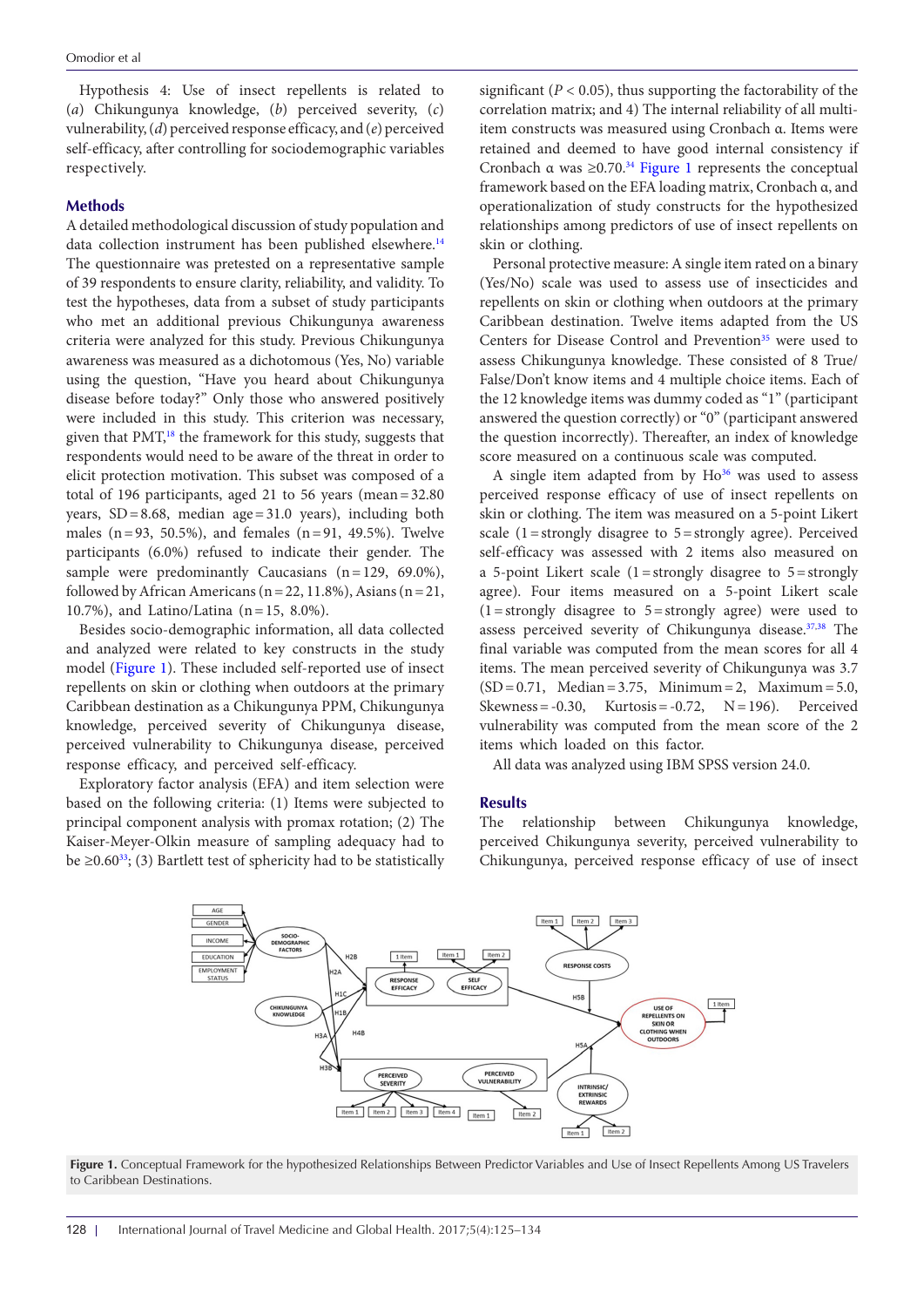Hypothesis 4: Use of insect repellents is related to (*a*) Chikungunya knowledge, (*b*) perceived severity, (*c*) vulnerability, (*d*) perceived response efficacy, and (*e*) perceived self-efficacy, after controlling for sociodemographic variables respectively.

## Methods

A detailed methodological discussion of study population and data collection instrument has been published elsewhere.[14] The questionnaire was pretested on a representative sample of 39 respondents to ensure clarity, reliability, and validity. To test the hypotheses, data from a subset of study participants who met an additional Chikungunya awareness criteria were analyzed for this study. Previous Chikungunya awareness was measured as a dichotomous (Yes, No) variable using the question, "Have you heard about Chikungunya disease before today?" Only those who answered positively were included in this study. This criterion was necessary, given that PMT,[18] the framework for this study, suggests that respondents would need to be aware of the threat in order to elicit protection motivation. This subset was composed of a total of 196 participants, aged 21 to 56 years (mean = 32.80 years, SD = 8.68, median age = 31.0 years), including both males (n = 93, 50.5%), and females (n = 91, 49.5%). Twelve participants (6.0%) refused to indicate their gender. The sample were predominantly Caucasians (n = 129, 69.0%), followed by African Americans (n = 22, 11.8%), Asians (n = 21, 10.7%), and Latino/Latina (n = 15, 8.0%).

Besides socio-demographic information, all data collected and analyzed were related to key constructs in the study model (Figure 1). These included self-reported use of insect repellents on skin or clothing when outdoors at the primary Caribbean destination as a Chikungunya PPM, Chikungunya knowledge, perceived severity of Chikungunya disease, perceived vulnerability to Chikungunya disease, perceived response efficacy, and perceived self-efficacy.

Exploratory factor analysis (EFA) and item selection were based on the following criteria: (1) Items were subjected to principal component analysis with promax rotation; (2) The Kaiser-Meyer-Olkin measure of sampling adequacy had to be ≥0.60[33]; (3) Bartlett test of sphericity had to be statistically significant ($P < 0.05$), thus supporting the factorability of the correlation matrix; and 4) The internal reliability of all multi-item constructs was measured using Cronbach α. Items were retained and deemed to have good internal consistency if Cronbach α was ≥0.70.[34] Figure 1 represents the conceptual framework based on the EFA loading matrix, Cronbach α, and operationalization of study constructs for the hypothesized relationships among predictors of use of insect repellents on skin or clothing.

Personal protective measure: A single item rated on a binary (Yes/No) scale was used to assess use of insecticides and repellents on skin or clothing when outdoors at the primary Caribbean destination. Twelve items adapted from the US Centers for Disease Control and Prevention[35] were used to assess Chikungunya knowledge. These consisted of 8 True/False/Don't know items and 4 multiple choice items. Each of the 12 knowledge items was dummy coded as "1" (participant answered the question correctly) or "0" (participant answered the question incorrectly). Thereafter, an index of knowledge score measured on a continuous scale was computed.

A single item adapted from by Ho[36] was used to assess perceived response efficacy of use of insect repellents on skin or clothing. The item was measured on a 5-point Likert scale (1 = strongly disagree to 5 = strongly agree). Perceived self-efficacy was assessed with 2 items also measured on a 5-point Likert scale (1 = strongly disagree to 5 = strongly agree). Four items measured on a 5-point Likert scale (1 = strongly disagree to 5 = strongly agree) were used to assess perceived severity of Chikungunya disease.[37,38] The final variable was computed from the mean scores for all 4 items. The mean perceived severity of Chikungunya was 3.7 (SD = 0.71, Median = 3.75, Minimum = 2, Maximum = 5.0, Skewness = -0.30, Kurtosis = -0.72, N = 196). Perceived vulnerability was computed from the mean score of the 2 items which loaded on this factor.

All data was analyzed using IBM SPSS version 24.0.

## Results

The relationship between Chikungunya knowledge, perceived Chikungunya severity, perceived vulnerability to Chikungunya, perceived response efficacy of use of insect

**Figure 1.** Conceptual Framework for the hypothesized Relationships Between Predictor Variables and Use of Insect Repellents Among US Travelers to Caribbean Destinations.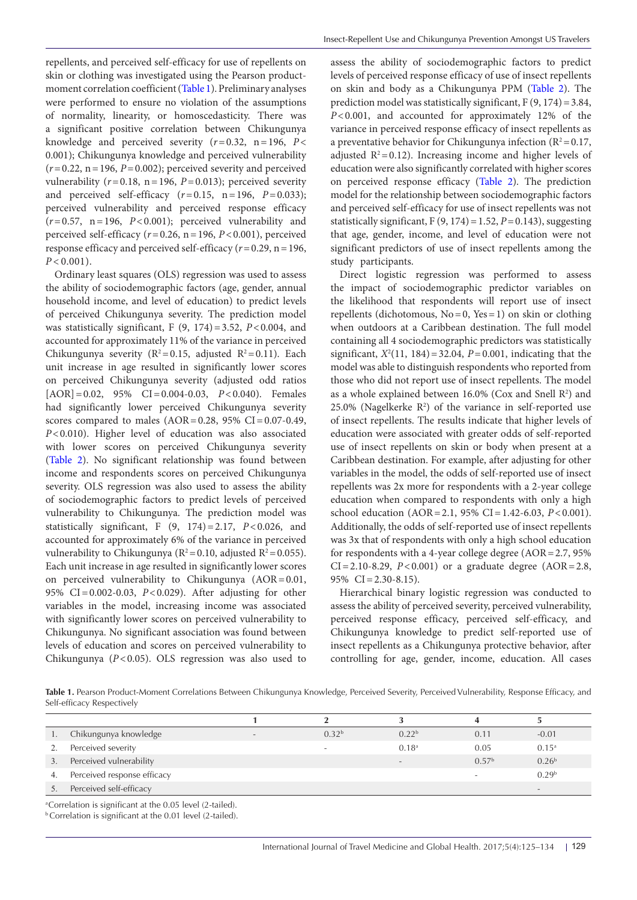repellents, and perceived self-efficacy for use of repellents on skin or clothing was investigated using the Pearson product-moment correlation coefficient (Table 1). Preliminary analyses were performed to ensure no violation of the assumptions of normality, linearity, or homoscedasticity. There was a significant positive correlation between Chikungunya knowledge and perceived severity ($r = 0.32$, n = 196, $P < 0.001$); Chikungunya knowledge and perceived vulnerability ($r = 0.22$, n = 196, $P = 0.002$); perceived severity and perceived vulnerability ($r = 0.18$, n = 196, $P = 0.013$); perceived severity and perceived self-efficacy ($r = 0.15$, n = 196, $P = 0.033$); perceived vulnerability and perceived response efficacy ($r = 0.57$, n = 196, $P < 0.001$); perceived vulnerability and perceived self-efficacy ($r = 0.26$, n = 196, $P < 0.001$), perceived response efficacy and perceived self-efficacy ($r = 0.29$, n = 196, $P < 0.001$).

Ordinary least squares (OLS) regression was used to assess the ability of sociodemographic factors (age, gender, annual household income, and level of education) to predict levels of perceived Chikungunya severity. The prediction model was statistically significant, F (9, 174) = 3.52, $P < 0.004$, and accounted for approximately 11% of the variance in perceived Chikungunya severity ($R^2 = 0.15$, adjusted $R^2 = 0.11$). Each unit increase in age resulted in significantly lower scores on perceived Chikungunya severity (adjusted odd ratios [AOR] = 0.02, 95% CI = 0.004-0.03, $P < 0.040$). Females had significantly lower perceived Chikungunya severity scores compared to males (AOR = 0.28, 95% CI = 0.07-0.49, $P < 0.010$). Higher level of education was also associated with lower scores on perceived Chikungunya severity (Table 2). No significant relationship was found between income and respondents scores on perceived Chikungunya severity. OLS regression was also used to assess the ability of sociodemographic factors to predict levels of perceived vulnerability to Chikungunya. The prediction model was statistically significant, F (9, 174) = 2.17, $P < 0.026$, and accounted for approximately 6% of the variance in perceived vulnerability to Chikungunya ($R^2 = 0.10$, adjusted $R^2 = 0.055$). Each unit increase in age resulted in significantly lower scores on perceived vulnerability to Chikungunya (AOR = 0.01, 95% CI = 0.002-0.03, $P < 0.029$). After adjusting for other variables in the model, increasing income was associated with significantly lower scores on perceived vulnerability to Chikungunya. No significant association was found between levels of education and scores on perceived vulnerability to Chikungunya ($P < 0.05$). OLS regression was also used to assess the ability of sociodemographic factors to predict levels of perceived response efficacy of use of insect repellents on skin and body as a Chikungunya PPM (Table 2). The prediction model was statistically significant, F (9, 174) = 3.84, $P < 0.001$, and accounted for approximately 12% of the variance in perceived response efficacy of insect repellents as a preventative behavior for Chikungunya infection ($R^2 = 0.17$, adjusted $R^2 = 0.12$). Increasing income and higher levels of education were also significantly correlated with higher scores on perceived response efficacy (Table 2). The prediction model for the relationship between sociodemographic factors and perceived self-efficacy for use of insect repellents was not statistically significant, F (9, 174) = 1.52, $P = 0.143$), suggesting that age, gender, income, and level of education were not significant predictors of use of insect repellents among the study participants.

Direct logistic regression was performed to assess the impact of sociodemographic predictor variables on the likelihood that respondents will report use of insect repellents (dichotomous, No = 0, Yes = 1) on skin or clothing when outdoors at a Caribbean destination. The full model containing all 4 sociodemographic predictors was statistically significant, $X^2(11, 184) = 32.04$, $P = 0.001$, indicating that the model was able to distinguish respondents who reported from those who did not report use of insect repellents. The model as a whole explained between 16.0% (Cox and Snell $R^2$) and 25.0% (Nagelkerke $R^2$) of the variance in self-reported use of insect repellents. The results indicate that higher levels of education were associated with greater odds of self-reported use of insect repellents on skin or body when present at a Caribbean destination. For example, after adjusting for other variables in the model, the odds of self-reported use of insect repellents was 2x more for respondents with a 2-year college education when compared to respondents with only a high school education (AOR = 2.1, 95% CI = 1.42-6.03, $P < 0.001$). Additionally, the odds of self-reported use of insect repellents was 3x that of respondents with only a high school education for respondents with a 4-year college degree (AOR = 2.7, 95% CI = 2.10-8.29, $P < 0.001$) or a graduate degree (AOR = 2.8, 95% CI = 2.30-8.15).

Hierarchical binary logistic regression was conducted to assess the ability of perceived severity, perceived vulnerability, perceived response efficacy, perceived self-efficacy, and Chikungunya knowledge to predict self-reported use of insect repellents as a Chikungunya protective behavior, after controlling for age, gender, income, education. All cases

**Table 1.** Pearson Product-Moment Correlations Between Chikungunya Knowledge, Perceived Severity, Perceived Vulnerability, Response Efficacy, and Self-efficacy Respectively

| | | 1 | 2 | 3 | 4 | 5 |
|---|---|---|---|---|---|---|
| 1. | Chikungunya knowledge | - | 0.32[b] | 0.22[b] | 0.11 | -0.01 |
| 2. | Perceived severity | | - | 0.18[a] | 0.05 | 0.15[a] |
| 3. | Perceived vulnerability | | | - | 0.57[b] | 0.26[b] |
| 4. | Perceived response efficacy | | | | - | 0.29[b] |
| 5. | Perceived self-efficacy | | | | | - |

[a]Correlation is significant at the 0.05 level (2-tailed).
[b]Correlation is significant at the 0.01 level (2-tailed).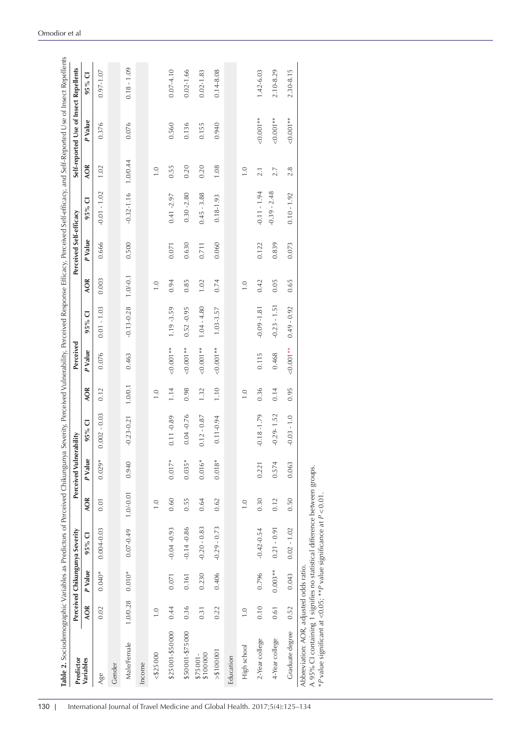**Table 2.** Sociodemographic Variables as Predictors of Perceived Chikungunya Severity, Perceived Vulnerability, Perceived Response Efficacy, Perceived Self-efficacy, and Self-Reported Use of Insect Repellents

| Predictor Variables | Perceived Chikungunya Severity | | | Perceived Vulnerability | | | Perceived | | | Perceived Self-efficacy | | | Self-reported Use of Insect Repellents | | |
|---|---|---|---|---|---|---|---|---|---|---|---|---|---|---|---|
| | AOR | *P* Value | 95% CI | AOR | *P* Value | 95% CI | AOR | *P* Value | 95% CI | AOR | *P* Value | 95% CI | AOR | *P* Value | 95% CI |
| Age | 0.02 | 0.040* | 0.004-0.03 | 0.01 | 0.029* | 0.002 - 0.03 | 0.12 | 0.076 | 0.01 - 1.03 | 0.003 | 0.666 | -0.01 - 1.02 | 1.02 | 0.376 | 0.97-1.07 |
| Gender | | | | | | | | | | | | | | | |
| Male/Female | 1.0/0.28 | 0.010* | 0.07-0.49 | 1.0/-0.01 | 0.940 | -0.23-0.21 | 1.0/0.1 | 0.463 | -0.13-0.28 | 1.0/-0.1 | 0.500 | -0.32-1.16 | 1.0/0.44 | 0.076 | 0.18 - 1.09 |
| Income | | | | | | | | | | | | | | | |
| <$25000 | 1.0 | | | 1.0 | | | 1.0 | | | 1.0 | | | 1.0 | | |
| $25001-$50000 | 0.44 | 0.071 | -0.04 -0.93 | 0.60 | 0.017* | 0.11 -0.89 | 1.14 | <0.001** | 1.19 -3.59 | 0.94 | 0.071 | 0.41 -2.97 | 0.55 | 0.560 | 0.07-4.10 |
| $50001-$75000 | 0.36 | 0.161 | -0.14 -0.86 | 0.55 | 0.035* | 0.04 -0.76 | 0.98 | <0.001** | 0.52 -0.95 | 0.85 | 0.630 | 0.30 -2.80 | 0.20 | 0.136 | 0.02-1.66 |
| $75001-$100000 | 0.31 | 0.230 | -0.20 - 0.83 | 0.64 | 0.016* | 0.12 - 0.87 | 1.32 | <0.001** | 1.04 - 4.80 | 1.02 | 0.711 | 0.45 - 3.88 | 0.20 | 0.155 | 0.02-1.83 |
| >$100001 | 0.22 | 0.406 | -0.29 - 0.73 | 0.62 | 0.018* | 0.11-0.94 | 1.10 | <0.001** | 1.03-3.57 | 0.74 | 0.060 | 0.18-1.93 | 1.08 | 0.940 | 0.14-8.08 |
| Education | | | | | | | | | | | | | | | |
| High school | 1.0 | | | 1.0 | | | 1.0 | | | 1.0 | | | 1.0 | | |
| 2-Year college | 0.10 | 0.796 | -0.42-0.54 | 0.30 | 0.221 | -0.18 -1.79 | 0.36 | 0.115 | -0.09 -1.81 | 0.42 | 0.122 | -0.11 - 1.94 | 2.1 | <0.001** | 1.42-6.03 |
| 4-Year college | 0.61 | 0.003** | 0.21 - 0.91 | 0.12 | 0.574 | -0.29- 1.52 | 0.14 | 0.468 | -0.23 - 1.51 | 0.05 | 0.839 | -0.39 - 2.48 | 2.7 | <0.001** | 2.10-8.29 |
| Graduate degree | 0.52 | 0.043 | 0.02 - 1.02 | 0.50 | 0.063 | -0.03 - 1.0 | 0.95 | <0.001** | 0.49 - 0.92 | 0.65 | 0.073 | 0.10 - 1.92 | 2.8 | <0.001** | 2.30-8.15 |

Abbreviation: AOR, adjusted odds ratio.
A 95% CI containing 1 signifies no statistical difference between groups.
**P* value significant at <0.05; ***P* value significance at $P < 0.01$.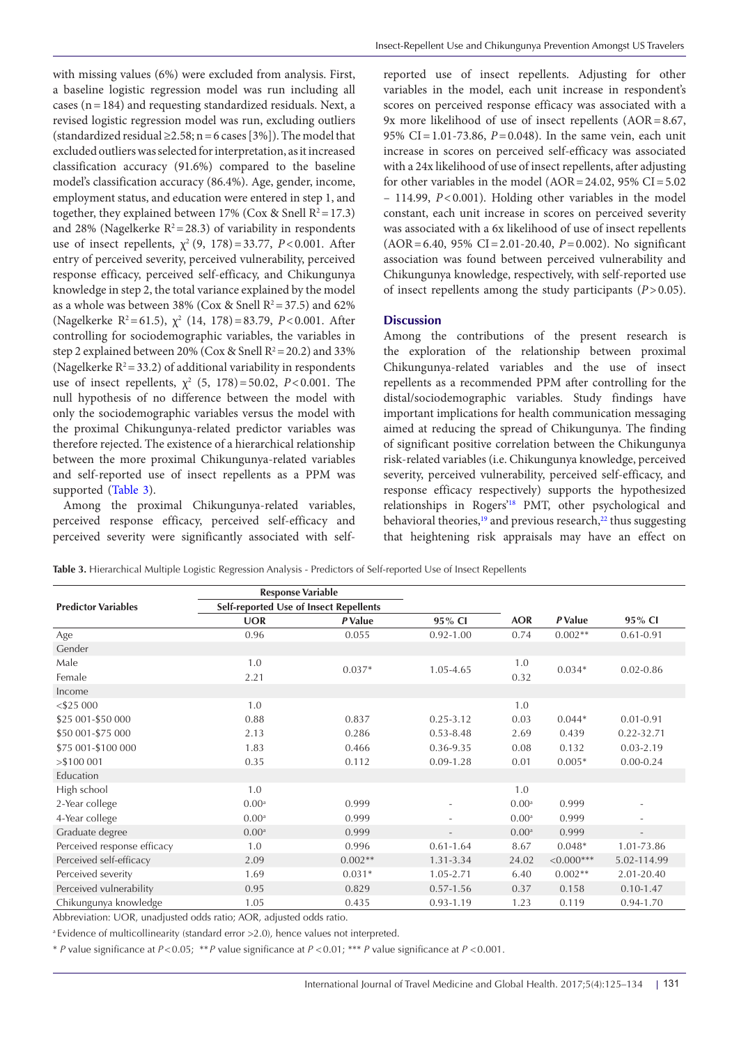with missing values (6%) were excluded from analysis. First, a baseline logistic regression model was run including all cases (n = 184) and requesting standardized residuals. Next, a revised logistic regression model was run, excluding outliers (standardized residual ≥2.58; n = 6 cases [3%]). The model that excluded outliers was selected for interpretation, as it increased classification accuracy (91.6%) compared to the baseline model's classification accuracy (86.4%). Age, gender, income, employment status, and education were entered in step 1, and together, they explained between 17% (Cox & Snell $R^2 = 17.3$) and 28% (Nagelkerke $R^2 = 28.3$) of variability in respondents use of insect repellents, $\chi^2$ (9, 178) = 33.77, $P < 0.001$. After entry of perceived severity, perceived vulnerability, perceived response efficacy, perceived self-efficacy, and Chikungunya knowledge in step 2, the total variance explained by the model as a whole was between 38% (Cox & Snell $R^2 = 37.5$) and 62% (Nagelkerke $R^2 = 61.5$), $\chi^2$ (14, 178) = 83.79, $P < 0.001$. After controlling for sociodemographic variables, the variables in step 2 explained between 20% (Cox & Snell $R^2 = 20.2$) and 33% (Nagelkerke $R^2 = 33.2$) of additional variability in respondents use of insect repellents, $\chi^2$ (5, 178) = 50.02, $P < 0.001$. The null hypothesis of no difference between the model with only the sociodemographic variables versus the model with the proximal Chikungunya-related predictor variables was therefore rejected. The existence of a hierarchical relationship between the more proximal Chikungunya-related variables and self-reported use of insect repellents as a PPM was supported (Table 3).

Among the proximal Chikungunya-related variables, perceived response efficacy, perceived self-efficacy and perceived severity were significantly associated with self-reported use of insect repellents. Adjusting for other variables in the model, each unit increase in respondent's scores on perceived response efficacy was associated with a 9x more likelihood of use of insect repellents (AOR = 8.67, 95% CI = 1.01-73.86, $P = 0.048$). In the same vein, each unit increase in scores on perceived self-efficacy was associated with a 24x likelihood of use of insect repellents, after adjusting for other variables in the model (AOR = 24.02, 95% CI = 5.02 – 114.99, $P < 0.001$). Holding other variables in the model constant, each unit increase in scores on perceived severity was associated with a 6x likelihood of use of insect repellents (AOR = 6.40, 95% CI = 2.01-20.40, $P = 0.002$). No significant association was found between perceived vulnerability and Chikungunya knowledge, respectively, with self-reported use of insect repellents among the study participants ($P > 0.05$).

## Discussion

Among the contributions of the present research is the exploration of the relationship between proximal Chikungunya-related variables and the use of insect repellents as a recommended PPM after controlling for the distal/sociodemographic variables. Study findings have important implications for health communication messaging aimed at reducing the spread of Chikungunya. The finding of significant positive correlation between the Chikungunya risk-related variables (i.e. Chikungunya knowledge, perceived severity, perceived vulnerability, perceived self-efficacy, and response efficacy respectively) supports the hypothesized relationships in Rogers'[18] PMT, other psychological and behavioral theories,[19] and previous research,[22] thus suggesting that heightening risk appraisals may have an effect on

**Table 3.** Hierarchical Multiple Logistic Regression Analysis - Predictors of Self-reported Use of Insect Repellents

| Predictor Variables | Response Variable: Self-reported Use of Insect Repellents | | | | | |
|---|---|---|---|---|---|---|
| | UOR | P Value | 95% CI | AOR | P Value | 95% CI |
| Age | 0.96 | 0.055 | 0.92-1.00 | 0.74 | 0.002** | 0.61-0.91 |
| Gender | | | | | | |
| Male | 1.0 | 0.037* | 1.05-4.65 | 1.0 | 0.034* | 0.02-0.86 |
| Female | 2.21 | | | 0.32 | | |
| Income | | | | | | |
| <$25 000 | 1.0 | | | 1.0 | | |
| $25 001-$50 000 | 0.88 | 0.837 | 0.25-3.12 | 0.03 | 0.044* | 0.01-0.91 |
| $50 001-$75 000 | 2.13 | 0.286 | 0.53-8.48 | 2.69 | 0.439 | 0.22-32.71 |
| $75 001-$100 000 | 1.83 | 0.466 | 0.36-9.35 | 0.08 | 0.132 | 0.03-2.19 |
| >$100 001 | 0.35 | 0.112 | 0.09-1.28 | 0.01 | 0.005* | 0.00-0.24 |
| Education | | | | | | |
| High school | 1.0 | | | 1.0 | | |
| 2-Year college | 0.00[a] | 0.999 | - | 0.00[a] | 0.999 | - |
| 4-Year college | 0.00[a] | 0.999 | - | 0.00[a] | 0.999 | - |
| Graduate degree | 0.00[a] | 0.999 | - | 0.00[a] | 0.999 | - |
| Perceived response efficacy | 1.0 | 0.996 | 0.61-1.64 | 8.67 | 0.048* | 1.01-73.86 |
| Perceived self-efficacy | 2.09 | 0.002** | 1.31-3.34 | 24.02 | <0.000*** | 5.02-114.99 |
| Perceived severity | 1.69 | 0.031* | 1.05-2.71 | 6.40 | 0.002** | 2.01-20.40 |
| Perceived vulnerability | 0.95 | 0.829 | 0.57-1.56 | 0.37 | 0.158 | 0.10-1.47 |
| Chikungunya knowledge | 1.05 | 0.435 | 0.93-1.19 | 1.23 | 0.119 | 0.94-1.70 |

Abbreviation: UOR, unadjusted odds ratio; AOR, adjusted odds ratio.

[a] Evidence of multicollinearity (standard error >2.0), hence values not interpreted.

* P value significance at $P < 0.05$; ** P value significance at $P < 0.01$; *** P value significance at $P < 0.001$.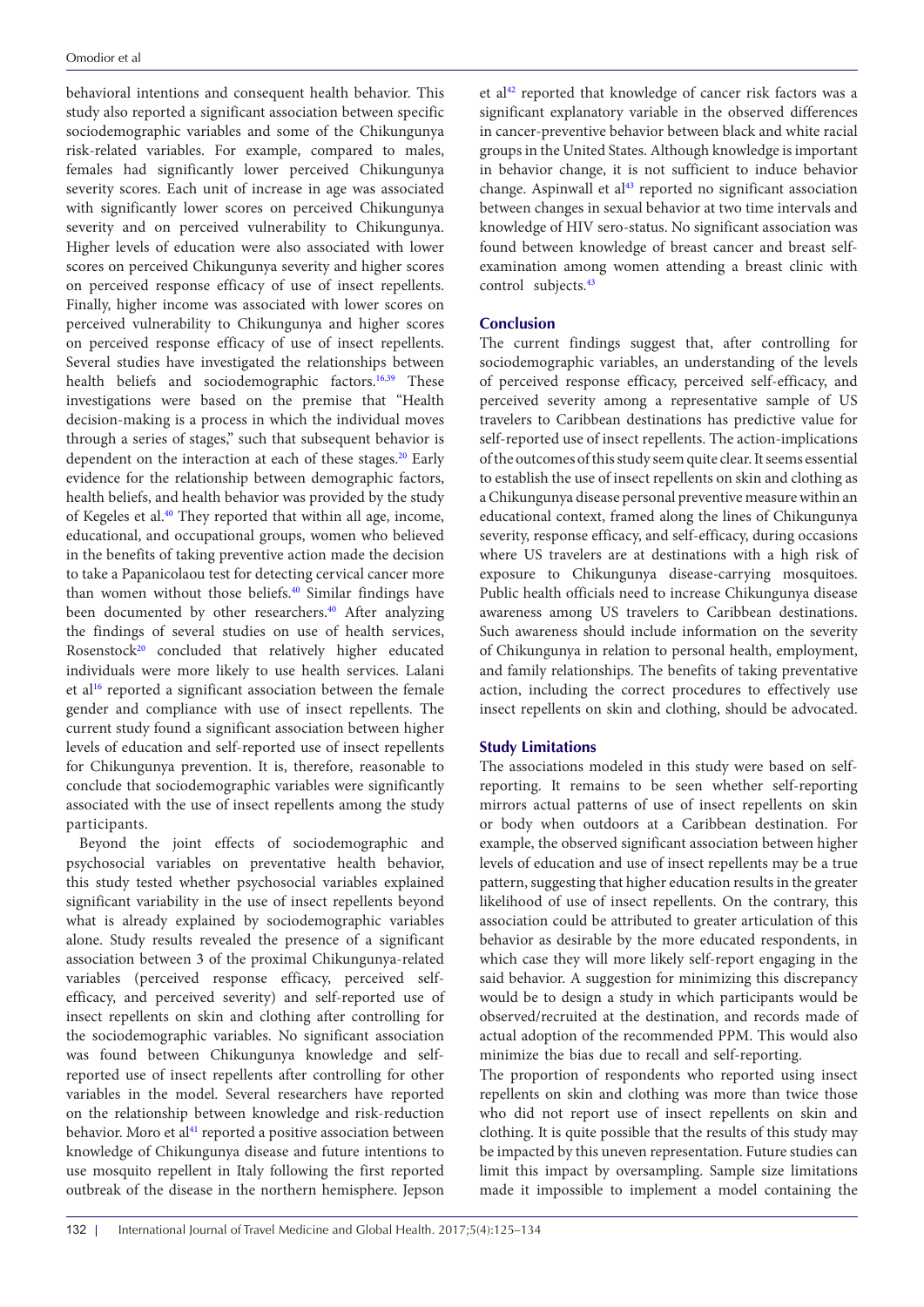behavioral intentions and consequent health behavior. This study also reported a significant association between specific sociodemographic variables and some of the Chikungunya risk-related variables. For example, compared to males, females had significantly lower perceived Chikungunya severity scores. Each unit of increase in age was associated with significantly lower scores on perceived Chikungunya severity and on perceived vulnerability to Chikungunya. Higher levels of education were also associated with lower scores on perceived Chikungunya severity and higher scores on perceived response efficacy of use of insect repellents. Finally, higher income was associated with lower scores on perceived vulnerability to Chikungunya and higher scores on perceived response efficacy of use of insect repellents. Several studies have investigated the relationships between health beliefs and sociodemographic factors.[16,39] These investigations were based on the premise that "Health decision-making is a process in which the individual moves through a series of stages," such that subsequent behavior is dependent on the interaction at each of these stages.[20] Early evidence for the relationship between demographic factors, health beliefs, and health behavior was provided by the study of Kegeles et al.[40] They reported that within all age, income, educational, and occupational groups, women who believed in the benefits of taking preventive action made the decision to take a Papanicolaou test for detecting cervical cancer more than women without those beliefs.[40] Similar findings have been documented by other researchers.[40] After analyzing the findings of several studies on use of health services, Rosenstock[20] concluded that relatively higher educated individuals were more likely to use health services. Lalani et al[16] reported a significant association between the female gender and compliance with use of insect repellents. The current study found a significant association between higher levels of education and self-reported use of insect repellents for Chikungunya prevention. It is, therefore, reasonable to conclude that sociodemographic variables were significantly associated with the use of insect repellents among the study participants.

Beyond the joint effects of sociodemographic and psychosocial variables on preventative health behavior, this study tested whether psychosocial variables explained significant variability in the use of insect repellents beyond what is already explained by sociodemographic variables alone. Study results revealed the presence of a significant association between 3 of the proximal Chikungunya-related variables (perceived response efficacy, perceived self-efficacy, and perceived severity) and self-reported use of insect repellents on skin and clothing after controlling for the sociodemographic variables. No significant association was found between Chikungunya knowledge and self-reported use of insect repellents after controlling for other variables in the model. Several researchers have reported on the relationship between knowledge and risk-reduction behavior. Moro et al[41] reported a positive association between knowledge of Chikungunya disease and future intentions to use mosquito repellent in Italy following the first reported outbreak of the disease in the northern hemisphere. Jepson et al[42] reported that knowledge of cancer risk factors was a significant explanatory variable in the observed differences in cancer-preventive behavior between black and white racial groups in the United States. Although knowledge is important in behavior change, it is not sufficient to induce behavior change. Aspinwall et al[43] reported no significant association between changes in sexual behavior at two time intervals and knowledge of HIV sero-status. No significant association was found between knowledge of breast cancer and breast self-examination among women attending a breast clinic with control subjects.[43]

## Conclusion

The current findings suggest that, after controlling for sociodemographic variables, an understanding of the levels of perceived response efficacy, perceived self-efficacy, and perceived severity among a representative sample of US travelers to Caribbean destinations has predictive value for self-reported use of insect repellents. The action-implications of the outcomes of this study seem quite clear. It seems essential to establish the use of insect repellents on skin and clothing as a Chikungunya disease personal preventive measure within an educational context, framed along the lines of Chikungunya severity, response efficacy, and self-efficacy, during occasions where US travelers are at destinations with a high risk of exposure to Chikungunya disease-carrying mosquitoes. Public health officials need to increase Chikungunya disease awareness among US travelers to Caribbean destinations. Such awareness should include information on the severity of Chikungunya in relation to personal health, employment, and family relationships. The benefits of taking preventative action, including the correct procedures to effectively use insect repellents on skin and clothing, should be advocated.

## Study Limitations

The associations modeled in this study were based on self-reporting. It remains to be seen whether self-reporting mirrors actual patterns of use of insect repellents on skin or body when outdoors at a Caribbean destination. For example, the observed significant association between higher levels of education and use of insect repellents may be a true pattern, suggesting that higher education results in the greater likelihood of use of insect repellents. On the contrary, this association could be attributed to greater articulation of this behavior as desirable by the more educated respondents, in which case they will more likely self-report engaging in the said behavior. A suggestion for minimizing this discrepancy would be to design a study in which participants would be observed/recruited at the destination, and records made of actual adoption of the recommended PPM. This would also minimize the bias due to recall and self-reporting.

The proportion of respondents who reported using insect repellents on skin and clothing was more than twice those who did not report use of insect repellents on skin and clothing. It is quite possible that the results of this study may be impacted by this uneven representation. Future studies can limit this impact by oversampling. Sample size limitations made it impossible to implement a model containing the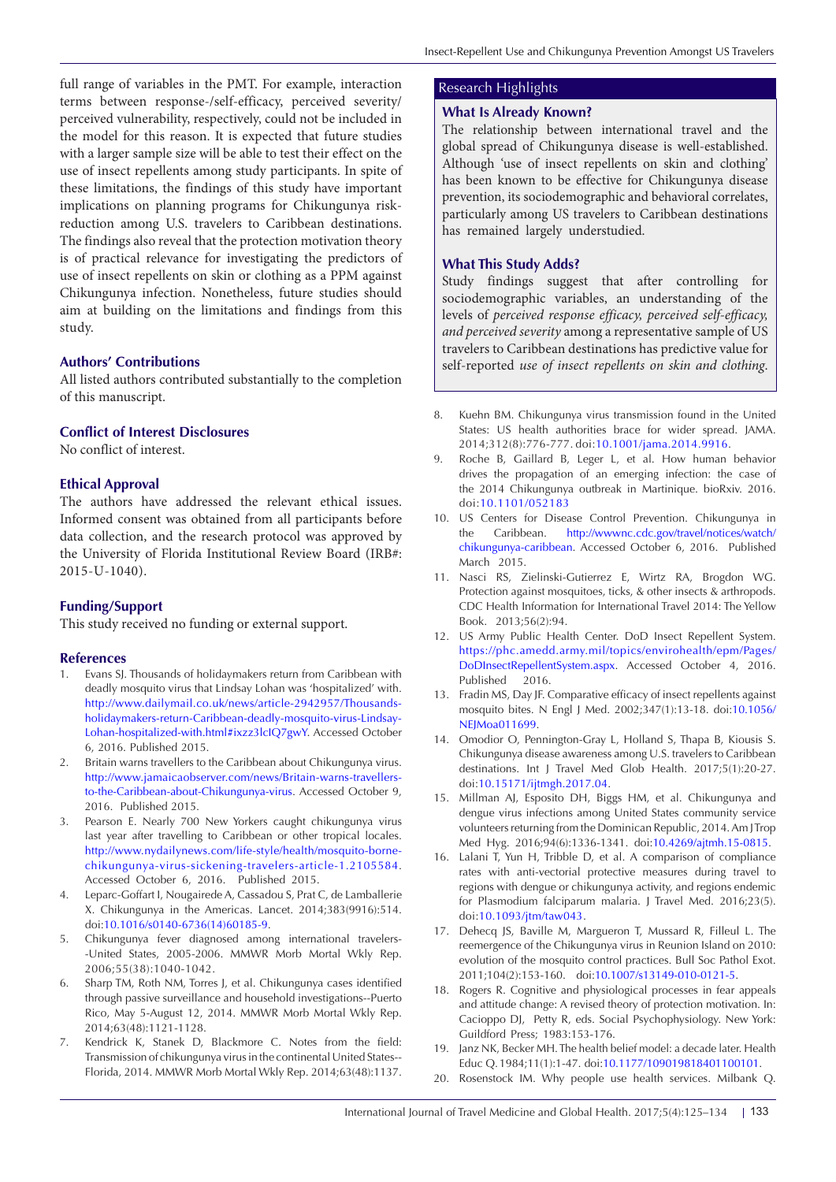full range of variables in the PMT. For example, interaction terms between response-/self-efficacy, perceived severity/perceived vulnerability, respectively, could not be included in the model for this reason. It is expected that future studies with a larger sample size will be able to test their effect on the use of insect repellents among study participants. In spite of these limitations, the findings of this study have important implications on planning programs for Chikungunya risk-reduction among U.S. travelers to Caribbean destinations. The findings also reveal that the protection motivation theory is of practical relevance for investigating the predictors of use of insect repellents on skin or clothing as a PPM against Chikungunya infection. Nonetheless, future studies should aim at building on the limitations and findings from this study.

### Authors' Contributions

All listed authors contributed substantially to the completion of this manuscript.

### Conflict of Interest Disclosures

No conflict of interest.

### Ethical Approval

The authors have addressed the relevant ethical issues. Informed consent was obtained from all participants before data collection, and the research protocol was approved by the University of Florida Institutional Review Board (IRB#: 2015-U-1040).

### Funding/Support

This study received no funding or external support.

## Research Highlights

### What Is Already Known?

The relationship between international travel and the global spread of Chikungunya disease is well-established. Although 'use of insect repellents on skin and clothing' has been known to be effective for Chikungunya disease prevention, its sociodemographic and behavioral correlates, particularly among US travelers to Caribbean destinations has remained largely understudied.

### What This Study Adds?

Study findings suggest that after controlling for sociodemographic variables, an understanding of the levels of *perceived response efficacy, perceived self-efficacy, and perceived severity* among a representative sample of US travelers to Caribbean destinations has predictive value for self-reported *use of insect repellents on skin and clothing*.

### References

1. Evans SJ. Thousands of holidaymakers return from Caribbean with deadly mosquito virus that Lindsay Lohan was 'hospitalized' with. http://www.dailymail.co.uk/news/article-2942957/Thousands-holidaymakers-return-Caribbean-deadly-mosquito-virus-Lindsay-Lohan-hospitalized-with.html#ixzz3lcIQ7gwY. Accessed October 6, 2016. Published 2015.
2. Britain warns travellers to the Caribbean about Chikungunya virus. http://www.jamaicaobserver.com/news/Britain-warns-travellers-to-the-Caribbean-about-Chikungunya-virus. Accessed October 9, 2016. Published 2015.
3. Pearson E. Nearly 700 New Yorkers caught chikungunya virus last year after travelling to Caribbean or other tropical locales. http://www.nydailynews.com/life-style/health/mosquito-borne-chikungunya-virus-sickening-travelers-article-1.2105584. Accessed October 6, 2016. Published 2015.
4. Leparc-Goffart I, Nougairede A, Cassadou S, Prat C, de Lamballerie X. Chikungunya in the Americas. Lancet. 2014;383(9916):514. doi:10.1016/s0140-6736(14)60185-9.
5. Chikungunya fever diagnosed among international travelers--United States, 2005-2006. MMWR Morb Mortal Wkly Rep. 2006;55(38):1040-1042.
6. Sharp TM, Roth NM, Torres J, et al. Chikungunya cases identified through passive surveillance and household investigations--Puerto Rico, May 5-August 12, 2014. MMWR Morb Mortal Wkly Rep. 2014;63(48):1121-1128.
7. Kendrick K, Stanek D, Blackmore C. Notes from the field: Transmission of chikungunya virus in the continental United States--Florida, 2014. MMWR Morb Mortal Wkly Rep. 2014;63(48):1137.
8. Kuehn BM. Chikungunya virus transmission found in the United States: US health authorities brace for wider spread. JAMA. 2014;312(8):776-777. doi:10.1001/jama.2014.9916.
9. Roche B, Gaillard B, Leger L, et al. How human behavior drives the propagation of an emerging infection: the case of the 2014 Chikungunya outbreak in Martinique. bioRxiv. 2016. doi:10.1101/052183
10. US Centers for Disease Control Prevention. Chikungunya in the Caribbean. http://wwwnc.cdc.gov/travel/notices/watch/chikungunya-caribbean. Accessed October 6, 2016. Published March 2015.
11. Nasci RS, Zielinski-Gutierrez E, Wirtz RA, Brogdon WG. Protection against mosquitoes, ticks, & other insects & arthropods. CDC Health Information for International Travel 2014: The Yellow Book. 2013;56(2):94.
12. US Army Public Health Center. DoD Insect Repellent System. https://phc.amedd.army.mil/topics/envirohealth/epm/Pages/DoDInsectRepellentSystem.aspx. Accessed October 4, 2016. Published 2016.
13. Fradin MS, Day JF. Comparative efficacy of insect repellents against mosquito bites. N Engl J Med. 2002;347(1):13-18. doi:10.1056/NEJMoa011699.
14. Omodior O, Pennington-Gray L, Holland S, Thapa B, Kiousis S. Chikungunya disease awareness among U.S. travelers to Caribbean destinations. Int J Travel Med Glob Health. 2017;5(1):20-27. doi:10.15171/ijtmgh.2017.04.
15. Millman AJ, Esposito DH, Biggs HM, et al. Chikungunya and dengue virus infections among United States community service volunteers returning from the Dominican Republic, 2014. Am J Trop Med Hyg. 2016;94(6):1336-1341. doi:10.4269/ajtmh.15-0815.
16. Lalani T, Yun H, Tribble D, et al. A comparison of compliance rates with anti-vectorial protective measures during travel to regions with dengue or chikungunya activity, and regions endemic for Plasmodium falciparum malaria. J Travel Med. 2016;23(5). doi:10.1093/jtm/taw043.
17. Dehecq JS, Baville M, Margueron T, Mussard R, Filleul L. The reemergence of the Chikungunya virus in Reunion Island on 2010: evolution of the mosquito control practices. Bull Soc Pathol Exot. 2011;104(2):153-160. doi:10.1007/s13149-010-0121-5.
18. Rogers R. Cognitive and physiological processes in fear appeals and attitude change: A revised theory of protection motivation. In: Cacioppo DJ, Petty R, eds. Social Psychophysiology. New York: Guildford Press; 1983:153-176.
19. Janz NK, Becker MH. The health belief model: a decade later. Health Educ Q. 1984;11(1):1-47. doi:10.1177/109019818401100101.
20. Rosenstock IM. Why people use health services. Milbank Q.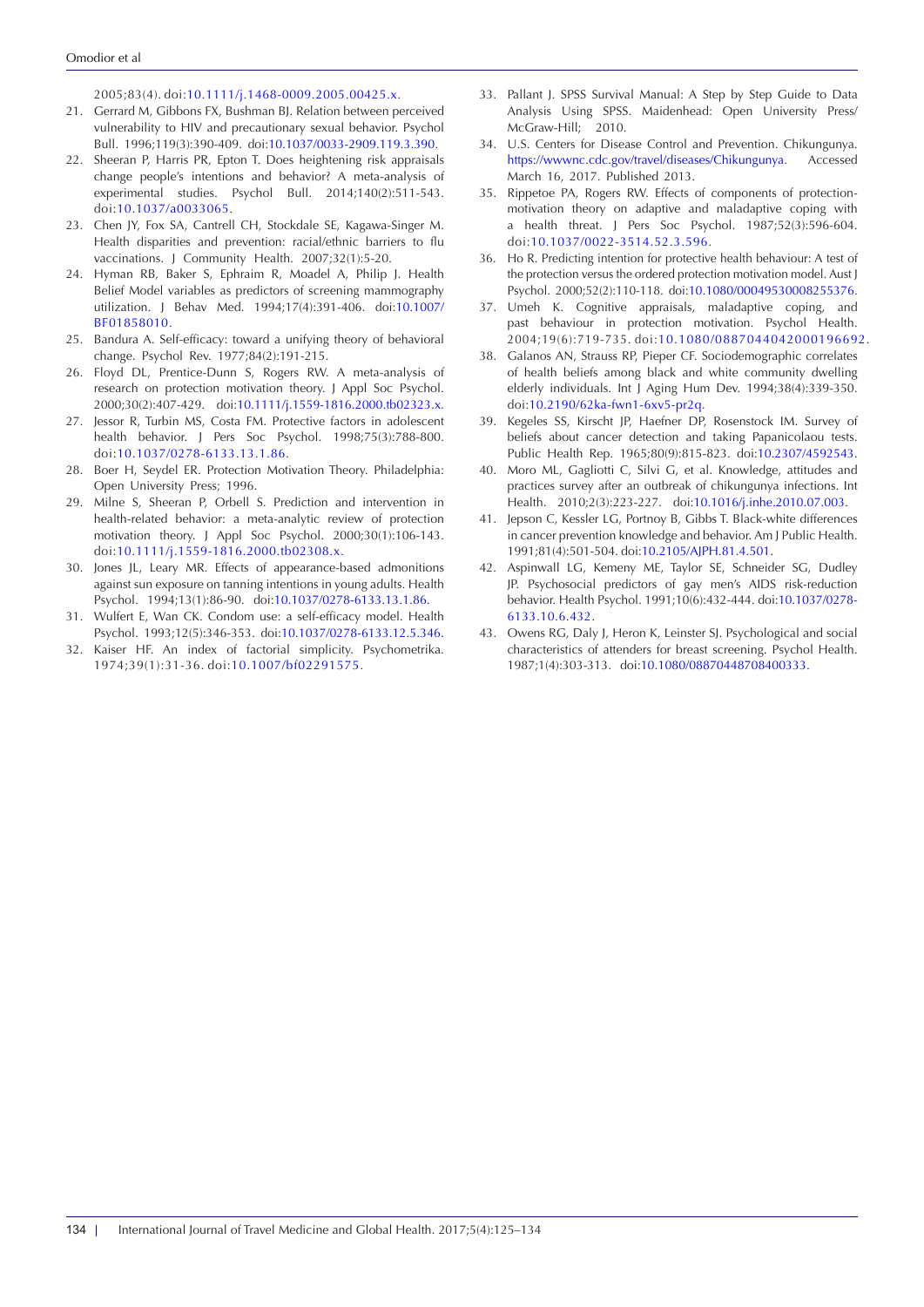2005;83(4). doi:10.1111/j.1468-0009.2005.00425.x.

21. Gerrard M, Gibbons FX, Bushman BJ. Relation between perceived vulnerability to HIV and precautionary sexual behavior. Psychol Bull. 1996;119(3):390-409. doi:10.1037/0033-2909.119.3.390.
22. Sheeran P, Harris PR, Epton T. Does heightening risk appraisals change people's intentions and behavior? A meta-analysis of experimental studies. Psychol Bull. 2014;140(2):511-543. doi:10.1037/a0033065.
23. Chen JY, Fox SA, Cantrell CH, Stockdale SE, Kagawa-Singer M. Health disparities and prevention: racial/ethnic barriers to flu vaccinations. J Community Health. 2007;32(1):5-20.
24. Hyman RB, Baker S, Ephraim R, Moadel A, Philip J. Health Belief Model variables as predictors of screening mammography utilization. J Behav Med. 1994;17(4):391-406. doi:10.1007/BF01858010.
25. Bandura A. Self-efficacy: toward a unifying theory of behavioral change. Psychol Rev. 1977;84(2):191-215.
26. Floyd DL, Prentice-Dunn S, Rogers RW. A meta-analysis of research on protection motivation theory. J Appl Soc Psychol. 2000;30(2):407-429. doi:10.1111/j.1559-1816.2000.tb02323.x.
27. Jessor R, Turbin MS, Costa FM. Protective factors in adolescent health behavior. J Pers Soc Psychol. 1998;75(3):788-800. doi:10.1037/0278-6133.13.1.86.
28. Boer H, Seydel ER. Protection Motivation Theory. Philadelphia: Open University Press; 1996.
29. Milne S, Sheeran P, Orbell S. Prediction and intervention in health-related behavior: a meta-analytic review of protection motivation theory. J Appl Soc Psychol. 2000;30(1):106-143. doi:10.1111/j.1559-1816.2000.tb02308.x.
30. Jones JL, Leary MR. Effects of appearance-based admonitions against sun exposure on tanning intentions in young adults. Health Psychol. 1994;13(1):86-90. doi:10.1037/0278-6133.13.1.86.
31. Wulfert E, Wan CK. Condom use: a self-efficacy model. Health Psychol. 1993;12(5):346-353. doi:10.1037/0278-6133.12.5.346.
32. Kaiser HF. An index of factorial simplicity. Psychometrika. 1974;39(1):31-36. doi:10.1007/bf02291575.
33. Pallant J. SPSS Survival Manual: A Step by Step Guide to Data Analysis Using SPSS. Maidenhead: Open University Press/McGraw-Hill; 2010.
34. U.S. Centers for Disease Control and Prevention. Chikungunya. https://wwwnc.cdc.gov/travel/diseases/Chikungunya. Accessed March 16, 2017. Published 2013.
35. Rippetoe PA, Rogers RW. Effects of components of protection-motivation theory on adaptive and maladaptive coping with a health threat. J Pers Soc Psychol. 1987;52(3):596-604. doi:10.1037/0022-3514.52.3.596.
36. Ho R. Predicting intention for protective health behaviour: A test of the protection versus the ordered protection motivation model. Aust J Psychol. 2000;52(2):110-118. doi:10.1080/00049530008255376.
37. Umeh K. Cognitive appraisals, maladaptive coping, and past behaviour in protection motivation. Psychol Health. 2004;19(6):719-735. doi:10.1080/08870440420000196692.
38. Galanos AN, Strauss RP, Pieper CF. Sociodemographic correlates of health beliefs among black and white community dwelling elderly individuals. Int J Aging Hum Dev. 1994;38(4):339-350. doi:10.2190/62ka-fwn1-6xv5-pr2q.
39. Kegeles SS, Kirscht JP, Haefner DP, Rosenstock IM. Survey of beliefs about cancer detection and taking Papanicolaou tests. Public Health Rep. 1965;80(9):815-823. doi:10.2307/4592543.
40. Moro ML, Gagliotti C, Silvi G, et al. Knowledge, attitudes and practices survey after an outbreak of chikungunya infections. Int Health. 2010;2(3):223-227. doi:10.1016/j.inhe.2010.07.003.
41. Jepson C, Kessler LG, Portnoy B, Gibbs T. Black-white differences in cancer prevention knowledge and behavior. Am J Public Health. 1991;81(4):501-504. doi:10.2105/AJPH.81.4.501.
42. Aspinwall LG, Kemeny ME, Taylor SE, Schneider SG, Dudley JP. Psychosocial predictors of gay men's AIDS risk-reduction behavior. Health Psychol. 1991;10(6):432-444. doi:10.1037/0278-6133.10.6.432.
43. Owens RG, Daly J, Heron K, Leinster SJ. Psychological and social characteristics of attenders for breast screening. Psychol Health. 1987;1(4):303-313. doi:10.1080/08870448708400333.